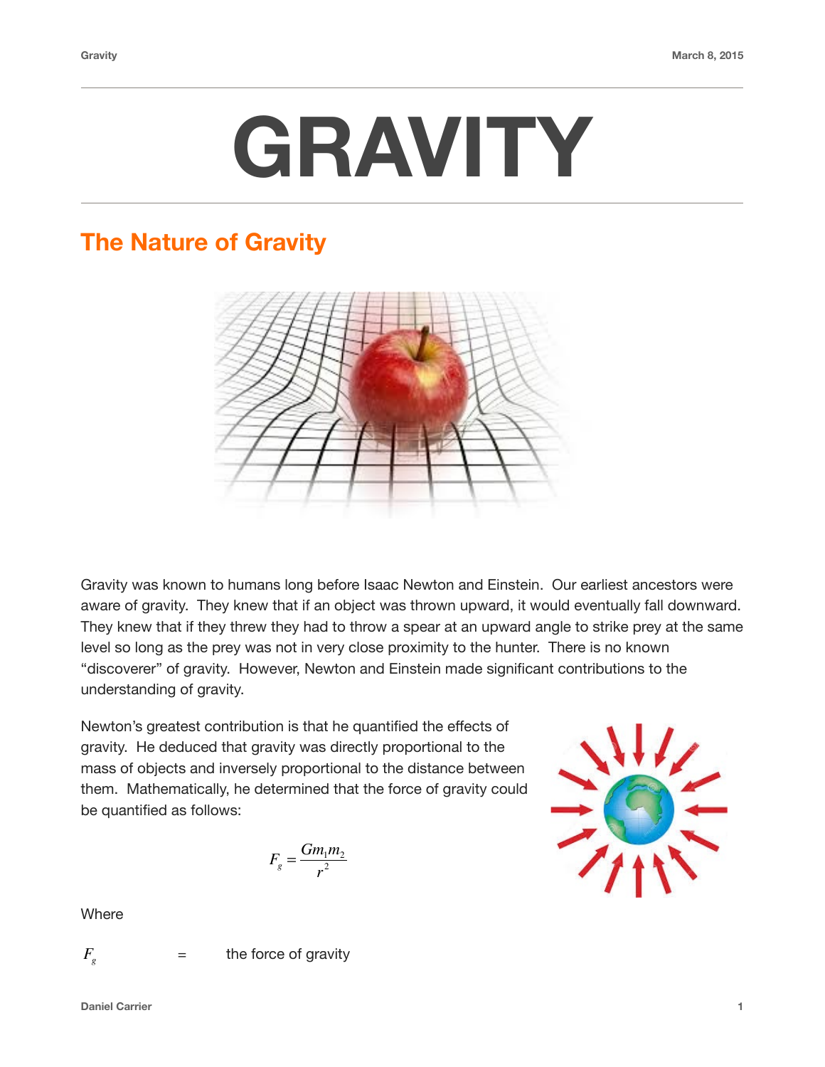# GRAVITY

## The Nature of Gravity

Gravity was known to humans long before Isaac Newton and Einstein. Our earliest ancestors were aware of gravity. They knew that if an object was thrown upward, it would eventually fall downward. They knew that if they threw they had to throw a spear at an upward angle to strike prey at the same level so long as the prey was not in very close proximity to the hunter. There is no known "discoverer" of gravity. However, Newton and Einstein made significant contributions to the understanding of gravity.

Newton's greatest contribution is that he quantified the effects of gravity. He deduced that gravity was directly proportional to the mass of objects and inversely proportional to the distance between them. Mathematically, he determined that the force of gravity could be quantified as follows:

$$F_g = \frac{Gm_1m_2}{r^2}$$

Where

$F_g$ = the force of gravity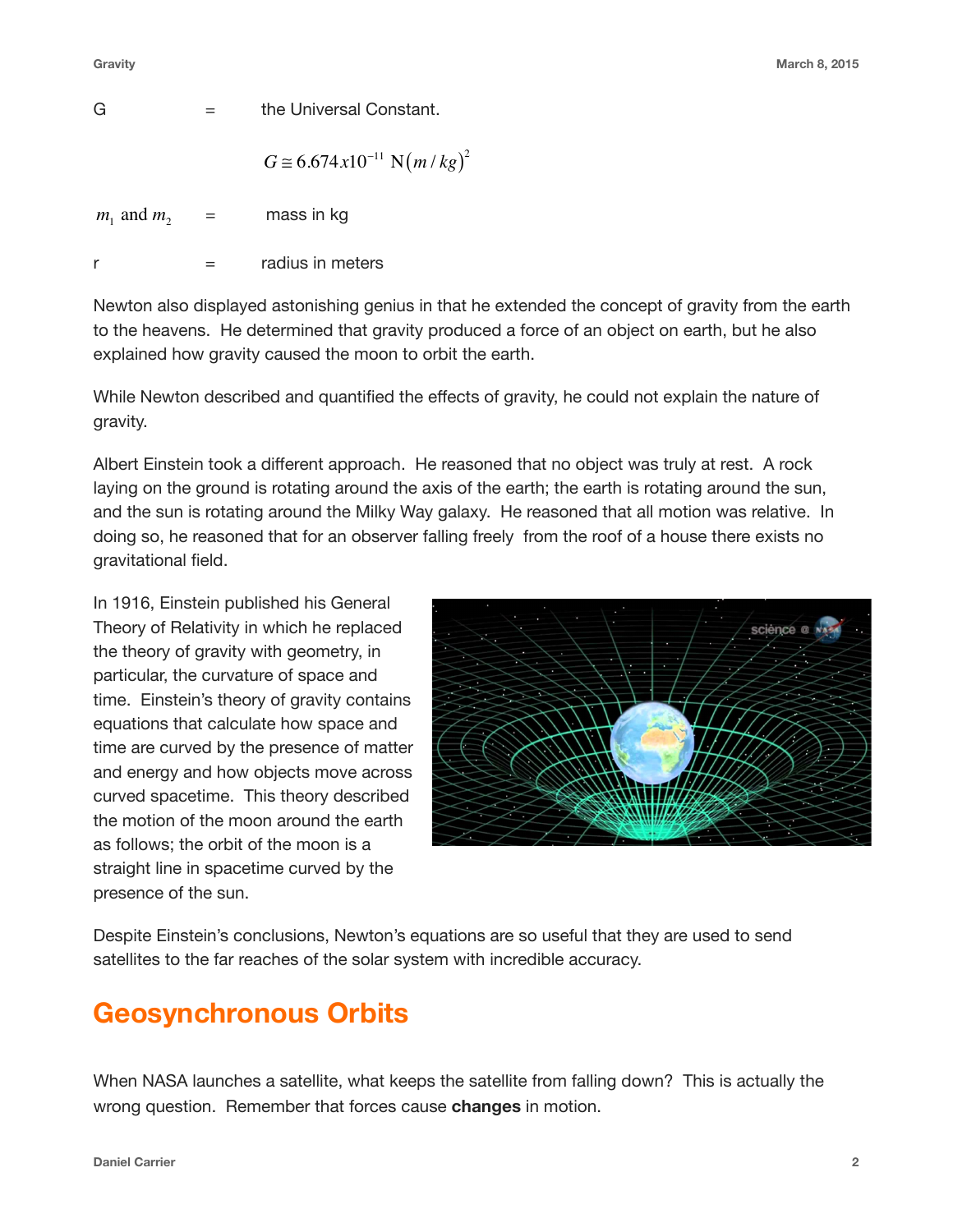G = the Universal Constant.

$$G \cong 6.674x10^{-11} \text{ N}(m/kg)^2$$

$m_1$ and $m_2$ = mass in kg

r = radius in meters

Newton also displayed astonishing genius in that he extended the concept of gravity from the earth to the heavens. He determined that gravity produced a force of an object on earth, but he also explained how gravity caused the moon to orbit the earth.

While Newton described and quantified the effects of gravity, he could not explain the nature of gravity.

Albert Einstein took a different approach. He reasoned that no object was truly at rest. A rock laying on the ground is rotating around the axis of the earth; the earth is rotating around the sun, and the sun is rotating around the Milky Way galaxy. He reasoned that all motion was relative. In doing so, he reasoned that for an observer falling freely from the roof of a house there exists no gravitational field.

In 1916, Einstein published his General Theory of Relativity in which he replaced the theory of gravity with geometry, in particular, the curvature of space and time. Einstein's theory of gravity contains equations that calculate how space and time are curved by the presence of matter and energy and how objects move across curved spacetime. This theory described the motion of the moon around the earth as follows; the orbit of the moon is a straight line in spacetime curved by the presence of the sun.

Despite Einstein's conclusions, Newton's equations are so useful that they are used to send satellites to the far reaches of the solar system with incredible accuracy.

## Geosynchronous Orbits

When NASA launches a satellite, what keeps the satellite from falling down? This is actually the wrong question. Remember that forces cause **changes** in motion.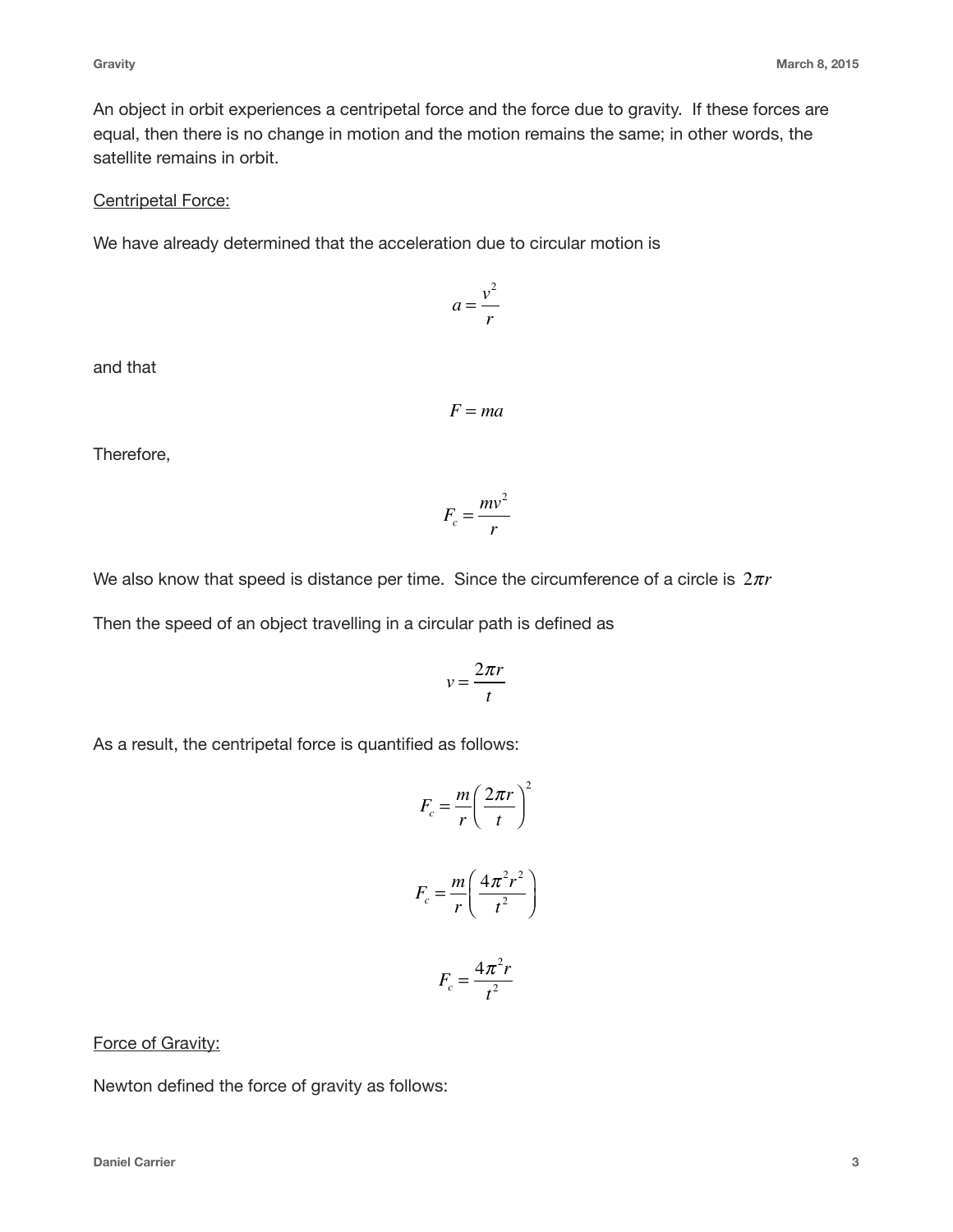An object in orbit experiences a centripetal force and the force due to gravity. If these forces are equal, then there is no change in motion and the motion remains the same; in other words, the satellite remains in orbit.

<u>Centripetal Force:</u>

We have already determined that the acceleration due to circular motion is

$$a = \frac{v^2}{r}$$

and that

$$F = ma$$

Therefore,

$$F_c = \frac{mv^2}{r}$$

We also know that speed is distance per time. Since the circumference of a circle is $2\pi r$

Then the speed of an object travelling in a circular path is defined as

$$v = \frac{2\pi r}{t}$$

As a result, the centripetal force is quantified as follows:

$$F_c = \frac{m}{r}\left(\frac{2\pi r}{t}\right)^2$$

$$F_c = \frac{m}{r}\left(\frac{4\pi^2 r^2}{t^2}\right)$$

$$F_c = \frac{4\pi^2 r}{t^2}$$

<u>Force of Gravity:</u>

Newton defined the force of gravity as follows: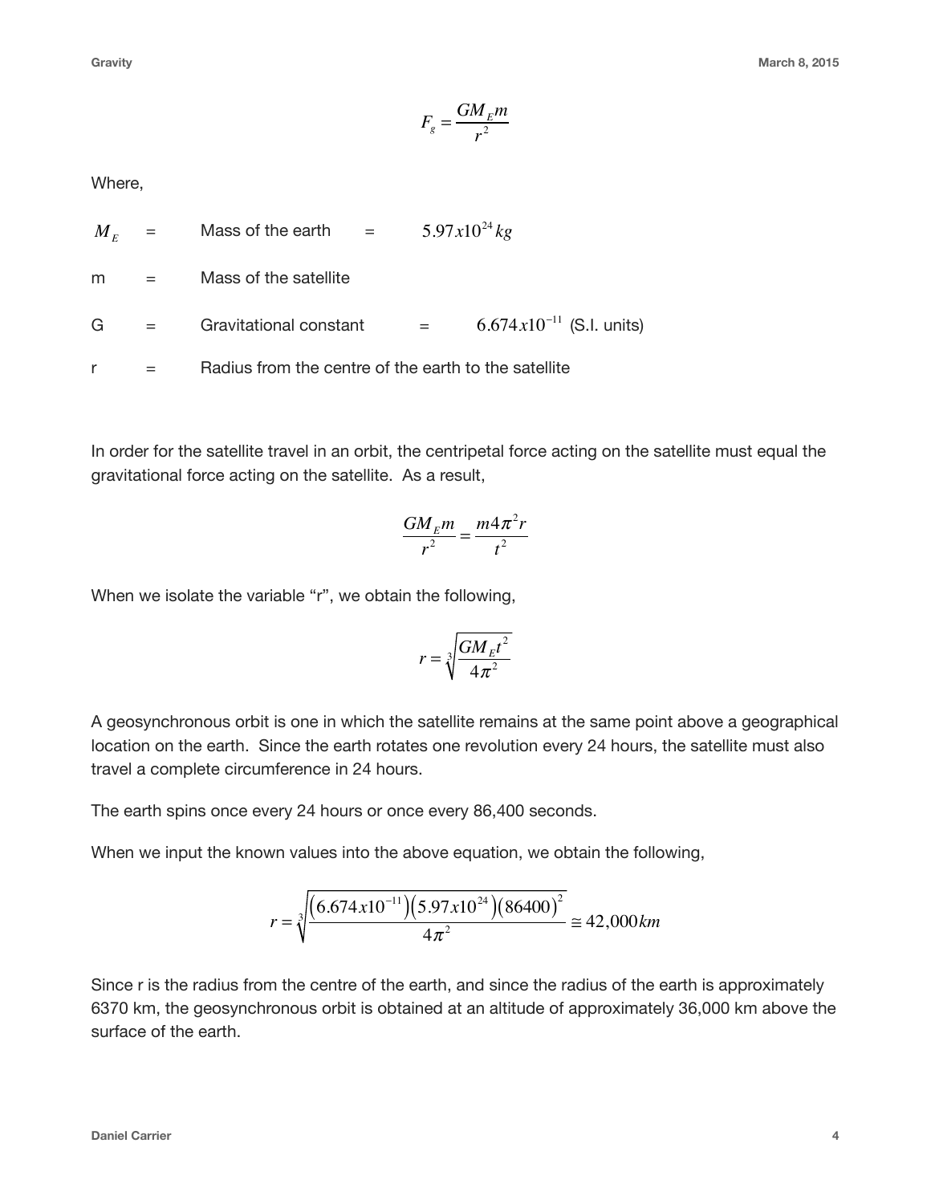$$F_g = \frac{GM_E m}{r^2}$$

Where,

| | | | | |
|---|---|---|---|---|
| $M_E$ | = | Mass of the earth | = | $5.97x10^{24}kg$ |
| m | = | Mass of the satellite | | |
| G | = | Gravitational constant | = | $6.674x10^{-11}$ (S.I. units) |
| r | = | Radius from the centre of the earth to the satellite | | |

In order for the satellite travel in an orbit, the centripetal force acting on the satellite must equal the gravitational force acting on the satellite. As a result,

$$\frac{GM_E m}{r^2} = \frac{m4\pi^2 r}{t^2}$$

When we isolate the variable "r", we obtain the following,

$$r = \sqrt[3]{\frac{GM_E t^2}{4\pi^2}}$$

A geosynchronous orbit is one in which the satellite remains at the same point above a geographical location on the earth. Since the earth rotates one revolution every 24 hours, the satellite must also travel a complete circumference in 24 hours.

The earth spins once every 24 hours or once every 86,400 seconds.

When we input the known values into the above equation, we obtain the following,

$$r = \sqrt[3]{\frac{\left(6.674x10^{-11}\right)\left(5.97x10^{24}\right)\left(86400\right)^2}{4\pi^2}} \cong 42{,}000km$$

Since r is the radius from the centre of the earth, and since the radius of the earth is approximately 6370 km, the geosynchronous orbit is obtained at an altitude of approximately 36,000 km above the surface of the earth.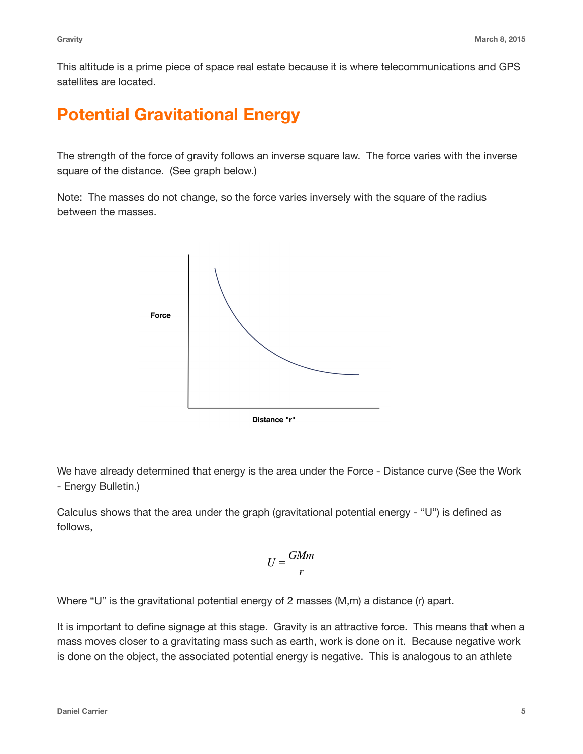This altitude is a prime piece of space real estate because it is where telecommunications and GPS satellites are located.

## Potential Gravitational Energy

The strength of the force of gravity follows an inverse square law. The force varies with the inverse square of the distance. (See graph below.)

Note: The masses do not change, so the force varies inversely with the square of the radius between the masses.

Force

Distance "r"

We have already determined that energy is the area under the Force - Distance curve (See the Work - Energy Bulletin.)

Calculus shows that the area under the graph (gravitational potential energy - "U") is defined as follows,

$$U = \frac{GMm}{r}$$

Where "U" is the gravitational potential energy of 2 masses (M,m) a distance (r) apart.

It is important to define signage at this stage. Gravity is an attractive force. This means that when a mass moves closer to a gravitating mass such as earth, work is done on it. Because negative work is done on the object, the associated potential energy is negative. This is analogous to an athlete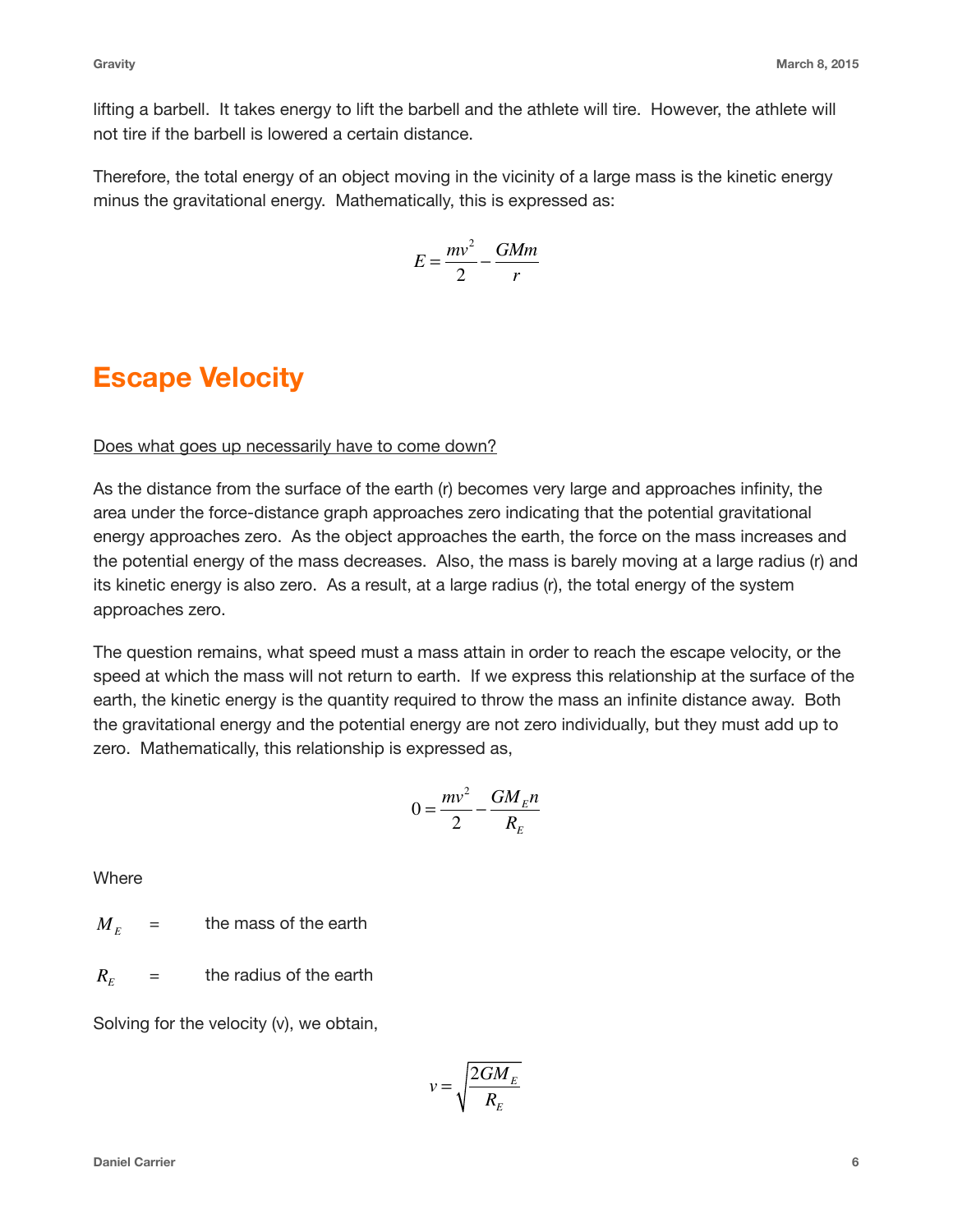lifting a barbell. It takes energy to lift the barbell and the athlete will tire. However, the athlete will not tire if the barbell is lowered a certain distance.

Therefore, the total energy of an object moving in the vicinity of a large mass is the kinetic energy minus the gravitational energy. Mathematically, this is expressed as:

$$E = \frac{mv^2}{2} - \frac{GMm}{r}$$

# Escape Velocity

<u>Does what goes up necessarily have to come down?</u>

As the distance from the surface of the earth (r) becomes very large and approaches infinity, the area under the force-distance graph approaches zero indicating that the potential gravitational energy approaches zero. As the object approaches the earth, the force on the mass increases and the potential energy of the mass decreases. Also, the mass is barely moving at a large radius (r) and its kinetic energy is also zero. As a result, at a large radius (r), the total energy of the system approaches zero.

The question remains, what speed must a mass attain in order to reach the escape velocity, or the speed at which the mass will not return to earth. If we express this relationship at the surface of the earth, the kinetic energy is the quantity required to throw the mass an infinite distance away. Both the gravitational energy and the potential energy are not zero individually, but they must add up to zero. Mathematically, this relationship is expressed as,

$$0 = \frac{mv^2}{2} - \frac{GM_E n}{R_E}$$

Where

$M_E$ = the mass of the earth

$R_E$ = the radius of the earth

Solving for the velocity (v), we obtain,

$$v = \sqrt{\frac{2GM_E}{R_E}}$$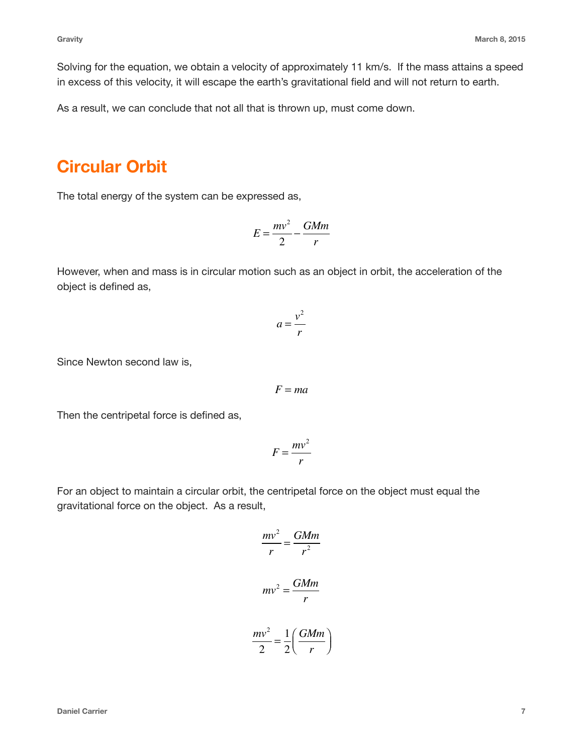Solving for the equation, we obtain a velocity of approximately 11 km/s. If the mass attains a speed in excess of this velocity, it will escape the earth's gravitational field and will not return to earth.

As a result, we can conclude that not all that is thrown up, must come down.

## Circular Orbit

The total energy of the system can be expressed as,

$$E = \frac{mv^2}{2} - \frac{GMm}{r}$$

However, when and mass is in circular motion such as an object in orbit, the acceleration of the object is defined as,

$$a = \frac{v^2}{r}$$

Since Newton second law is,

$$F = ma$$

Then the centripetal force is defined as,

$$F = \frac{mv^2}{r}$$

For an object to maintain a circular orbit, the centripetal force on the object must equal the gravitational force on the object. As a result,

$$\frac{mv^2}{r} = \frac{GMm}{r^2}$$

$$mv^2 = \frac{GMm}{r}$$

$$\frac{mv^2}{2} = \frac{1}{2}\left(\frac{GMm}{r}\right)$$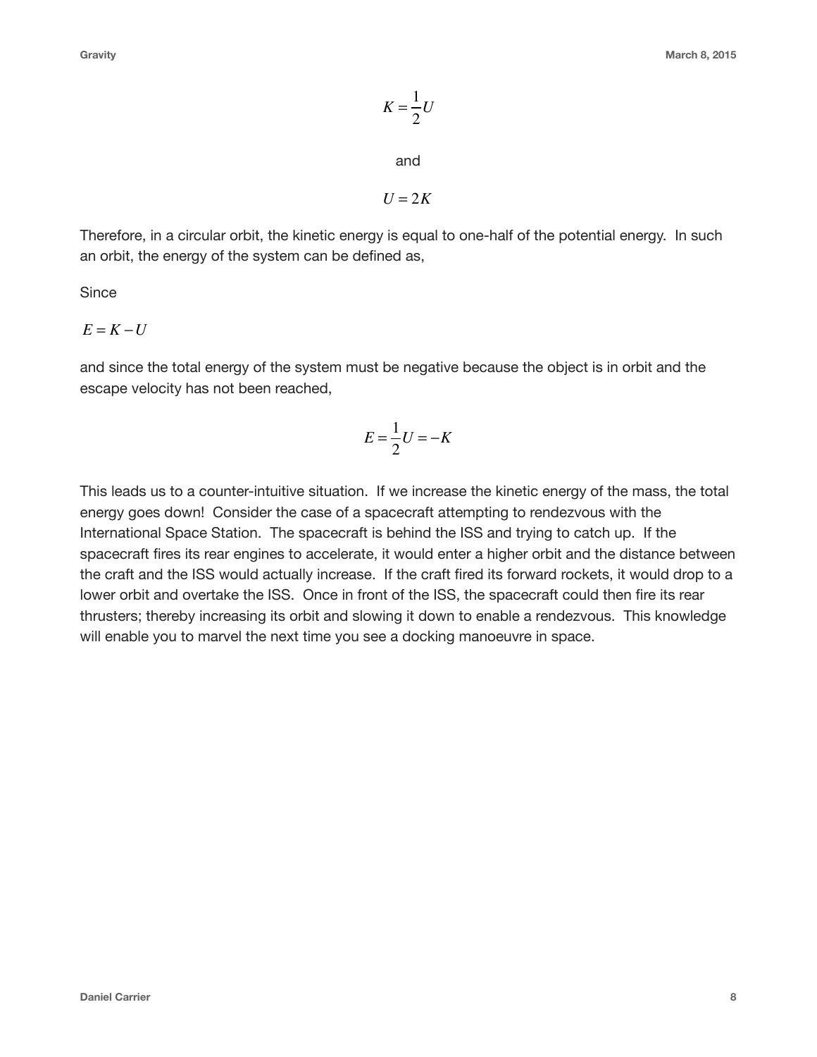$$K = \frac{1}{2}U$$

and

$$U = 2K$$

Therefore, in a circular orbit, the kinetic energy is equal to one-half of the potential energy. In such an orbit, the energy of the system can be defined as,

Since

$E = K - U$

and since the total energy of the system must be negative because the object is in orbit and the escape velocity has not been reached,

$$E = \frac{1}{2}U = -K$$

This leads us to a counter-intuitive situation. If we increase the kinetic energy of the mass, the total energy goes down! Consider the case of a spacecraft attempting to rendezvous with the International Space Station. The spacecraft is behind the ISS and trying to catch up. If the spacecraft fires its rear engines to accelerate, it would enter a higher orbit and the distance between the craft and the ISS would actually increase. If the craft fired its forward rockets, it would drop to a lower orbit and overtake the ISS. Once in front of the ISS, the spacecraft could then fire its rear thrusters; thereby increasing its orbit and slowing it down to enable a rendezvous. This knowledge will enable you to marvel the next time you see a docking manoeuvre in space.